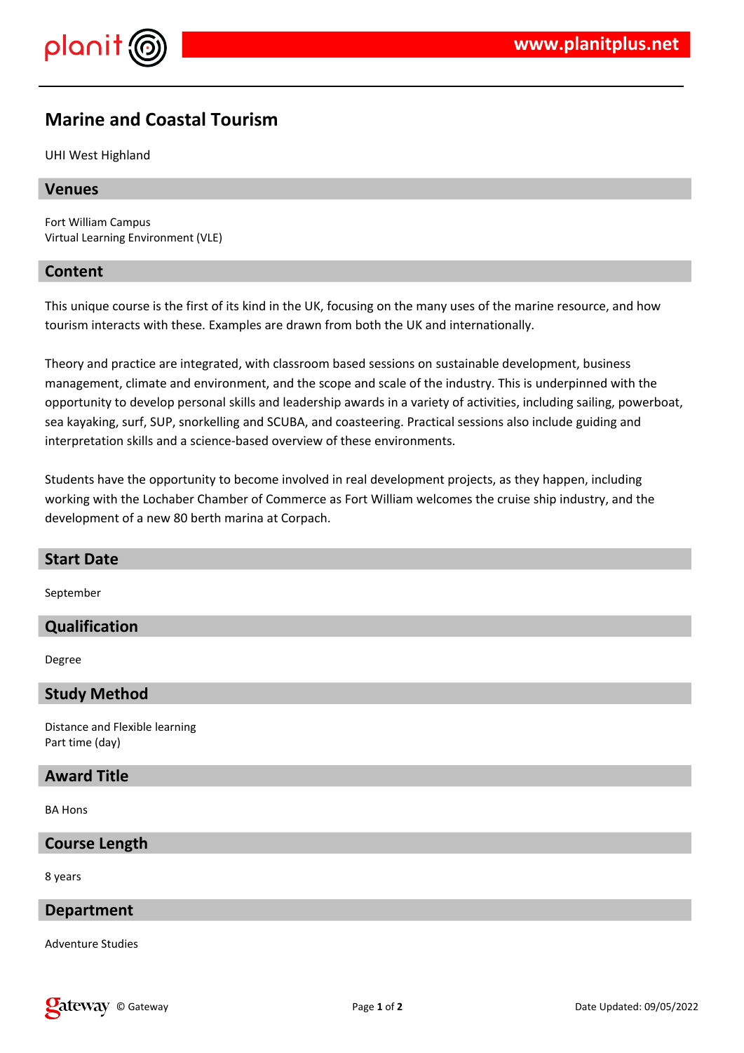# Marine and Coastal Tourism

UHI West Highland

## Venues

Fort William Campus
Virtual Learning Environment (VLE)

## Content

This unique course is the first of its kind in the UK, focusing on the many uses of the marine resource, and how tourism interacts with these. Examples are drawn from both the UK and internationally.

Theory and practice are integrated, with classroom based sessions on sustainable development, business management, climate and environment, and the scope and scale of the industry. This is underpinned with the opportunity to develop personal skills and leadership awards in a variety of activities, including sailing, powerboat, sea kayaking, surf, SUP, snorkelling and SCUBA, and coasteering. Practical sessions also include guiding and interpretation skills and a science-based overview of these environments.

Students have the opportunity to become involved in real development projects, as they happen, including working with the Lochaber Chamber of Commerce as Fort William welcomes the cruise ship industry, and the development of a new 80 berth marina at Corpach.

## Start Date

September

## Qualification

Degree

## Study Method

Distance and Flexible learning
Part time (day)

## Award Title

BA Hons

## Course Length

8 years

## Department

Adventure Studies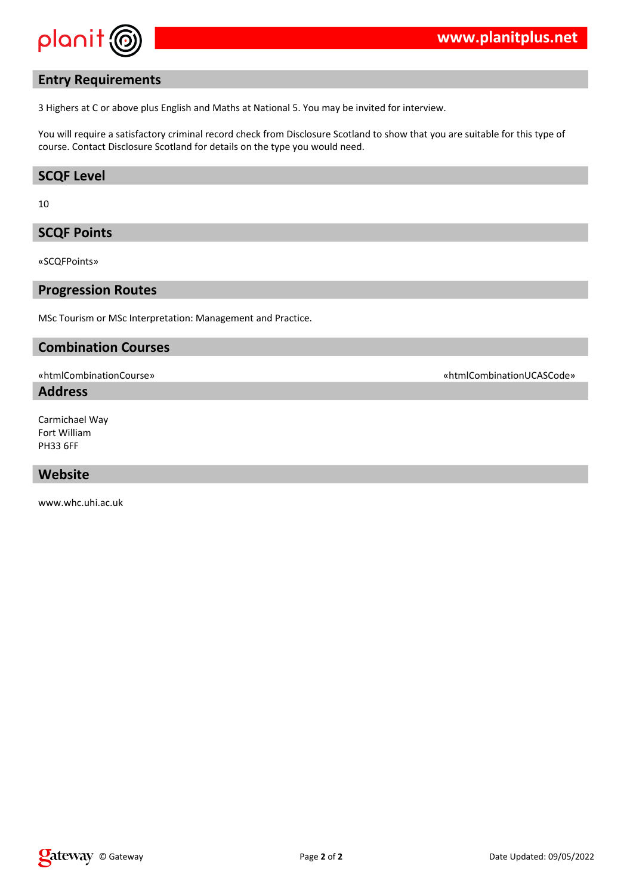## Entry Requirements

3 Highers at C or above plus English and Maths at National 5. You may be invited for interview.

You will require a satisfactory criminal record check from Disclosure Scotland to show that you are suitable for this type of course. Contact Disclosure Scotland for details on the type you would need.

## SCQF Level

10

## SCQF Points

«SCQFPoints»

## Progression Routes

MSc Tourism or MSc Interpretation: Management and Practice.

## Combination Courses

«htmlCombinationCourse» «htmlCombinationUCASCode»

## Address

Carmichael Way
Fort William
PH33 6FF

## Website

www.whc.uhi.ac.uk